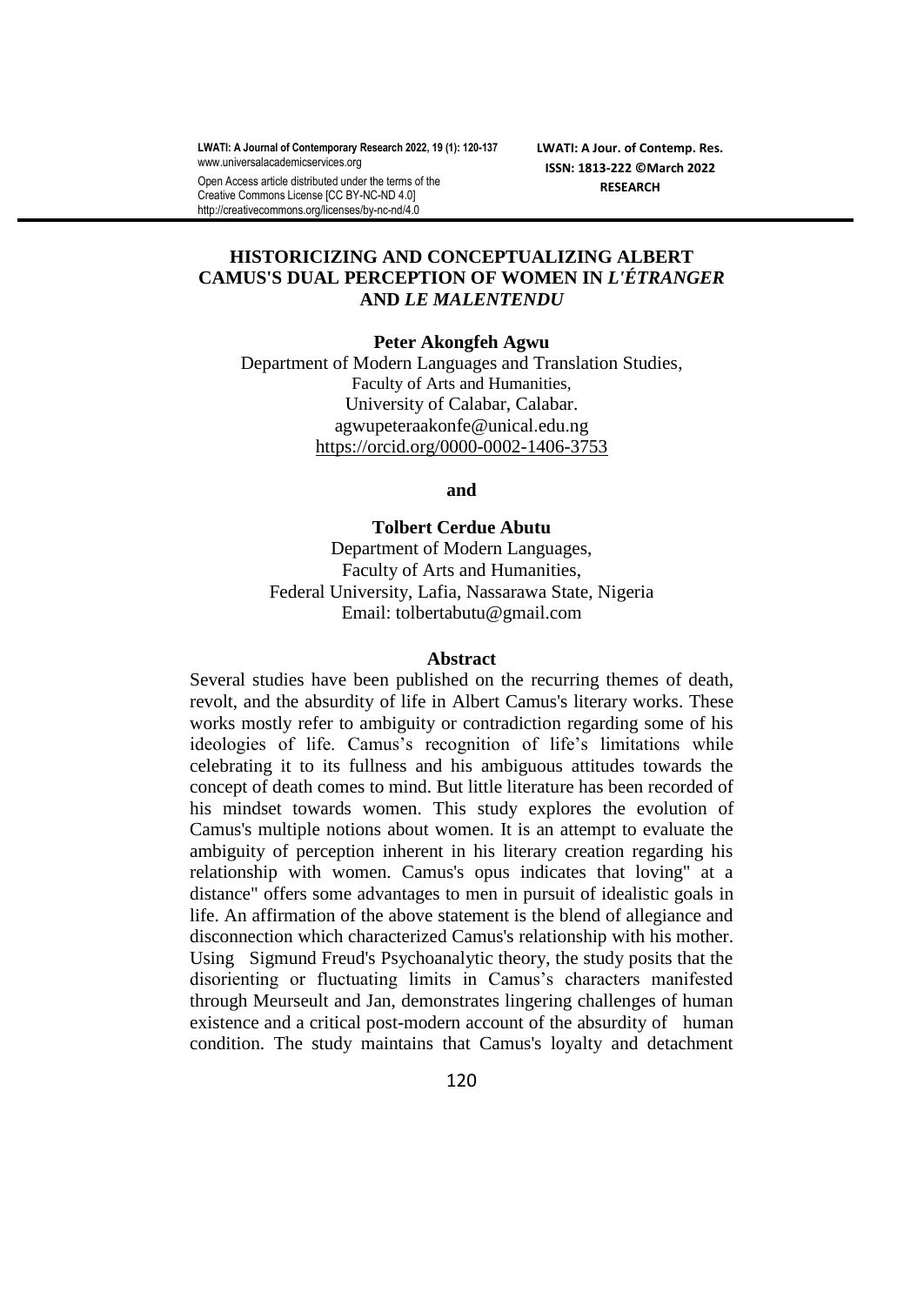# HISTORICIZING AND CONCEPTUALIZING ALBERT CAMUS'S DUAL PERCEPTION OF WOMEN IN *L'ÉTRANGER* AND *LE MALENTENDU*

**Peter Akongfeh Agwu**

Department of Modern Languages and Translation Studies,
Faculty of Arts and Humanities,
University of Calabar, Calabar.
agwupeteraakonfe@unical.edu.ng
https://orcid.org/0000-0002-1406-3753

**and**

**Tolbert Cerdue Abutu**

Department of Modern Languages,
Faculty of Arts and Humanities,
Federal University, Lafia, Nassarawa State, Nigeria
Email: tolbertabutu@gmail.com

## Abstract

Several studies have been published on the recurring themes of death, revolt, and the absurdity of life in Albert Camus's literary works. These works mostly refer to ambiguity or contradiction regarding some of his ideologies of life. Camus's recognition of life's limitations while celebrating it to its fullness and his ambiguous attitudes towards the concept of death comes to mind. But little literature has been recorded of his mindset towards women. This study explores the evolution of Camus's multiple notions about women. It is an attempt to evaluate the ambiguity of perception inherent in his literary creation regarding his relationship with women. Camus's opus indicates that loving" at a distance" offers some advantages to men in pursuit of idealistic goals in life. An affirmation of the above statement is the blend of allegiance and disconnection which characterized Camus's relationship with his mother. Using Sigmund Freud's Psychoanalytic theory, the study posits that the disorienting or fluctuating limits in Camus's characters manifested through Meurseult and Jan, demonstrates lingering challenges of human existence and a critical post-modern account of the absurdity of human condition. The study maintains that Camus's loyalty and detachment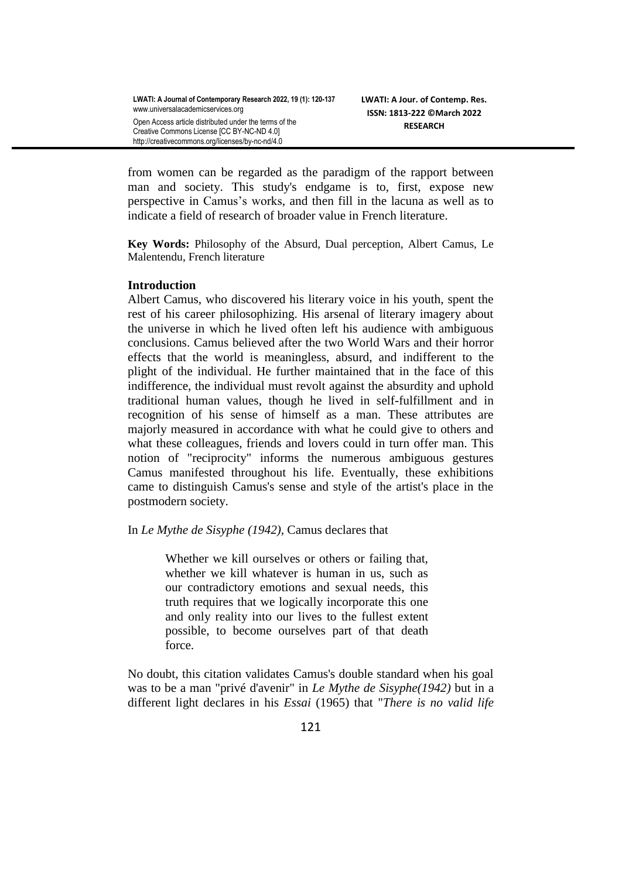from women can be regarded as the paradigm of the rapport between man and society. This study's endgame is to, first, expose new perspective in Camus's works, and then fill in the lacuna as well as to indicate a field of research of broader value in French literature.

**Key Words:** Philosophy of the Absurd, Dual perception, Albert Camus, Le Malentendu, French literature

## Introduction

Albert Camus, who discovered his literary voice in his youth, spent the rest of his career philosophizing. His arsenal of literary imagery about the universe in which he lived often left his audience with ambiguous conclusions. Camus believed after the two World Wars and their horror effects that the world is meaningless, absurd, and indifferent to the plight of the individual. He further maintained that in the face of this indifference, the individual must revolt against the absurdity and uphold traditional human values, though he lived in self-fulfillment and in recognition of his sense of himself as a man. These attributes are majorly measured in accordance with what he could give to others and what these colleagues, friends and lovers could in turn offer man. This notion of "reciprocity" informs the numerous ambiguous gestures Camus manifested throughout his life. Eventually, these exhibitions came to distinguish Camus's sense and style of the artist's place in the postmodern society.

In *Le Mythe de Sisyphe (1942)*, Camus declares that

> Whether we kill ourselves or others or failing that, whether we kill whatever is human in us, such as our contradictory emotions and sexual needs, this truth requires that we logically incorporate this one and only reality into our lives to the fullest extent possible, to become ourselves part of that death force.

No doubt, this citation validates Camus's double standard when his goal was to be a man "privé d'avenir" in *Le Mythe de Sisyphe(1942)* but in a different light declares in his *Essai* (1965) that "*There is no valid life*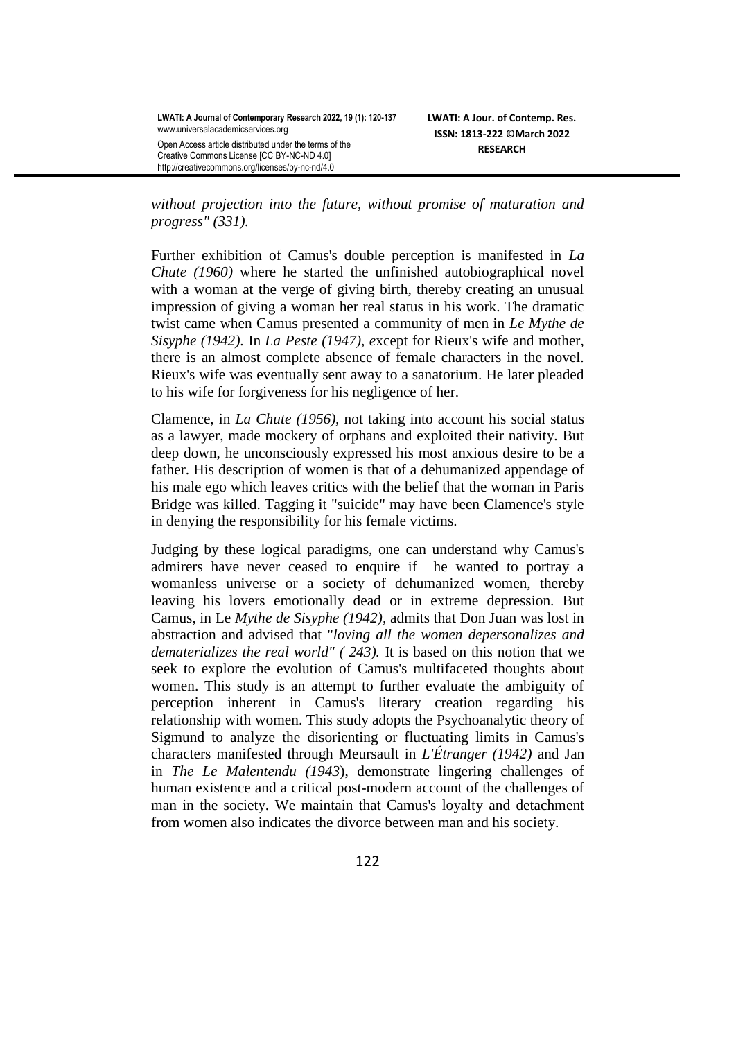*without projection into the future, without promise of maturation and progress" (331).*

Further exhibition of Camus's double perception is manifested in *La Chute (1960)* where he started the unfinished autobiographical novel with a woman at the verge of giving birth, thereby creating an unusual impression of giving a woman her real status in his work. The dramatic twist came when Camus presented a community of men in *Le Mythe de Sisyphe (1942)*. In *La Peste (1947), e*xcept for Rieux's wife and mother, there is an almost complete absence of female characters in the novel. Rieux's wife was eventually sent away to a sanatorium. He later pleaded to his wife for forgiveness for his negligence of her.

Clamence, in *La Chute (1956)*, not taking into account his social status as a lawyer, made mockery of orphans and exploited their nativity. But deep down, he unconsciously expressed his most anxious desire to be a father. His description of women is that of a dehumanized appendage of his male ego which leaves critics with the belief that the woman in Paris Bridge was killed. Tagging it "suicide" may have been Clamence's style in denying the responsibility for his female victims.

Judging by these logical paradigms, one can understand why Camus's admirers have never ceased to enquire if he wanted to portray a womanless universe or a society of dehumanized women, thereby leaving his lovers emotionally dead or in extreme depression. But Camus, in Le *Mythe de Sisyphe (1942),* admits that Don Juan was lost in abstraction and advised that "*loving all the women depersonalizes and dematerializes the real world" ( 243).* It is based on this notion that we seek to explore the evolution of Camus's multifaceted thoughts about women. This study is an attempt to further evaluate the ambiguity of perception inherent in Camus's literary creation regarding his relationship with women. This study adopts the Psychoanalytic theory of Sigmund to analyze the disorienting or fluctuating limits in Camus's characters manifested through Meursault in *L'Étranger (1942)* and Jan in *The Le Malentendu (1943*), demonstrate lingering challenges of human existence and a critical post-modern account of the challenges of man in the society. We maintain that Camus's loyalty and detachment from women also indicates the divorce between man and his society.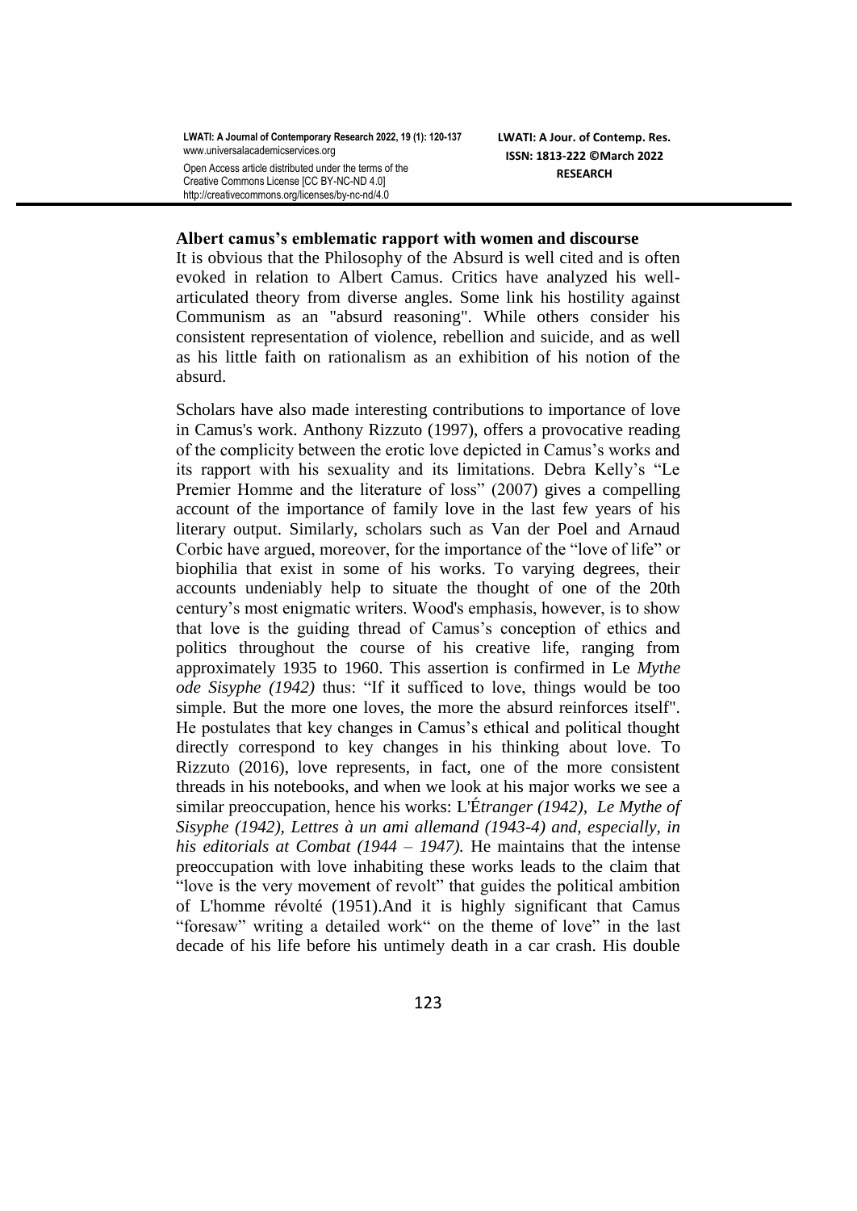**Albert camus's emblematic rapport with women and discourse**

It is obvious that the Philosophy of the Absurd is well cited and is often evoked in relation to Albert Camus. Critics have analyzed his well-articulated theory from diverse angles. Some link his hostility against Communism as an "absurd reasoning". While others consider his consistent representation of violence, rebellion and suicide, and as well as his little faith on rationalism as an exhibition of his notion of the absurd.

Scholars have also made interesting contributions to importance of love in Camus's work. Anthony Rizzuto (1997), offers a provocative reading of the complicity between the erotic love depicted in Camus's works and its rapport with his sexuality and its limitations. Debra Kelly's "Le Premier Homme and the literature of loss" (2007) gives a compelling account of the importance of family love in the last few years of his literary output. Similarly, scholars such as Van der Poel and Arnaud Corbic have argued, moreover, for the importance of the "love of life" or biophilia that exist in some of his works. To varying degrees, their accounts undeniably help to situate the thought of one of the 20th century's most enigmatic writers. Wood's emphasis, however, is to show that love is the guiding thread of Camus's conception of ethics and politics throughout the course of his creative life, ranging from approximately 1935 to 1960. This assertion is confirmed in Le *Mythe ode Sisyphe (1942)* thus: "If it sufficed to love, things would be too simple. But the more one loves, the more the absurd reinforces itself". He postulates that key changes in Camus's ethical and political thought directly correspond to key changes in his thinking about love. To Rizzuto (2016), love represents, in fact, one of the more consistent threads in his notebooks, and when we look at his major works we see a similar preoccupation, hence his works: L'É*tranger (1942), Le Mythe of Sisyphe (1942), Lettres à un ami allemand (1943-4) and, especially, in his editorials at Combat (1944 – 1947).* He maintains that the intense preoccupation with love inhabiting these works leads to the claim that "love is the very movement of revolt" that guides the political ambition of L'homme révolté (1951).And it is highly significant that Camus "foresaw" writing a detailed work" on the theme of love" in the last decade of his life before his untimely death in a car crash. His double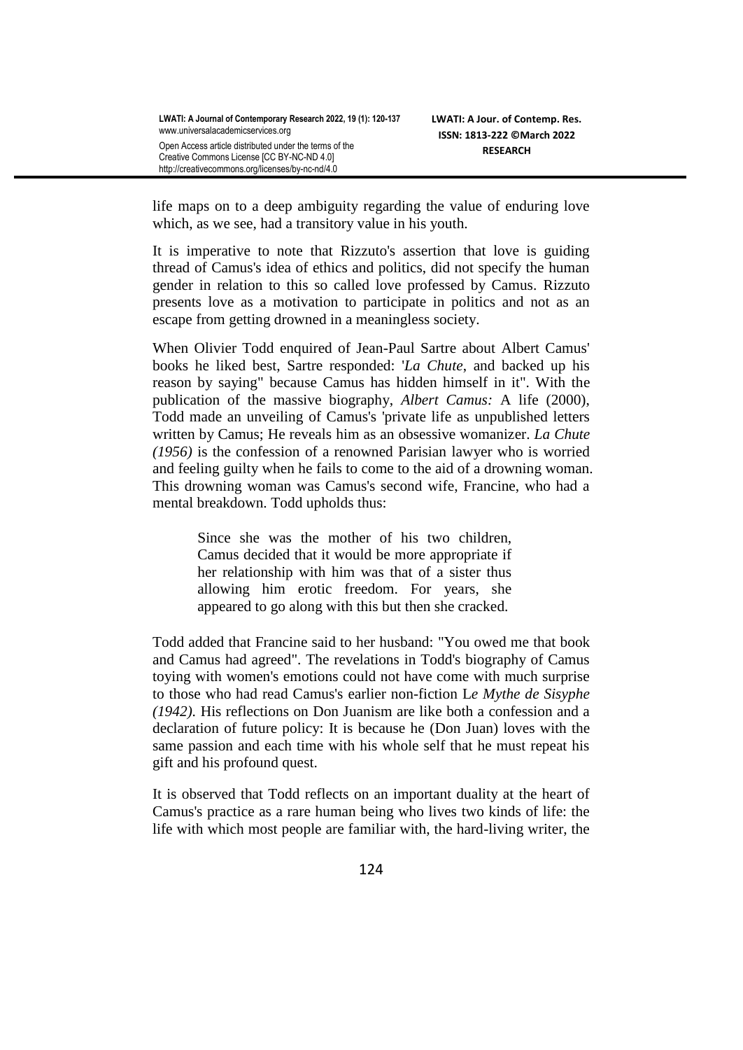life maps on to a deep ambiguity regarding the value of enduring love which, as we see, had a transitory value in his youth.

It is imperative to note that Rizzuto's assertion that love is guiding thread of Camus's idea of ethics and politics, did not specify the human gender in relation to this so called love professed by Camus. Rizzuto presents love as a motivation to participate in politics and not as an escape from getting drowned in a meaningless society.

When Olivier Todd enquired of Jean-Paul Sartre about Albert Camus' books he liked best, Sartre responded: '*La Chute*, and backed up his reason by saying" because Camus has hidden himself in it". With the publication of the massive biography, *Albert Camus:* A life (2000), Todd made an unveiling of Camus's 'private life as unpublished letters written by Camus; He reveals him as an obsessive womanizer. *La Chute (1956)* is the confession of a renowned Parisian lawyer who is worried and feeling guilty when he fails to come to the aid of a drowning woman. This drowning woman was Camus's second wife, Francine, who had a mental breakdown. Todd upholds thus:

> Since she was the mother of his two children, Camus decided that it would be more appropriate if her relationship with him was that of a sister thus allowing him erotic freedom. For years, she appeared to go along with this but then she cracked.

Todd added that Francine said to her husband: "You owed me that book and Camus had agreed". The revelations in Todd's biography of Camus toying with women's emotions could not have come with much surprise to those who had read Camus's earlier non-fiction L*e Mythe de Sisyphe (1942)*. His reflections on Don Juanism are like both a confession and a declaration of future policy: It is because he (Don Juan) loves with the same passion and each time with his whole self that he must repeat his gift and his profound quest.

It is observed that Todd reflects on an important duality at the heart of Camus's practice as a rare human being who lives two kinds of life: the life with which most people are familiar with, the hard-living writer, the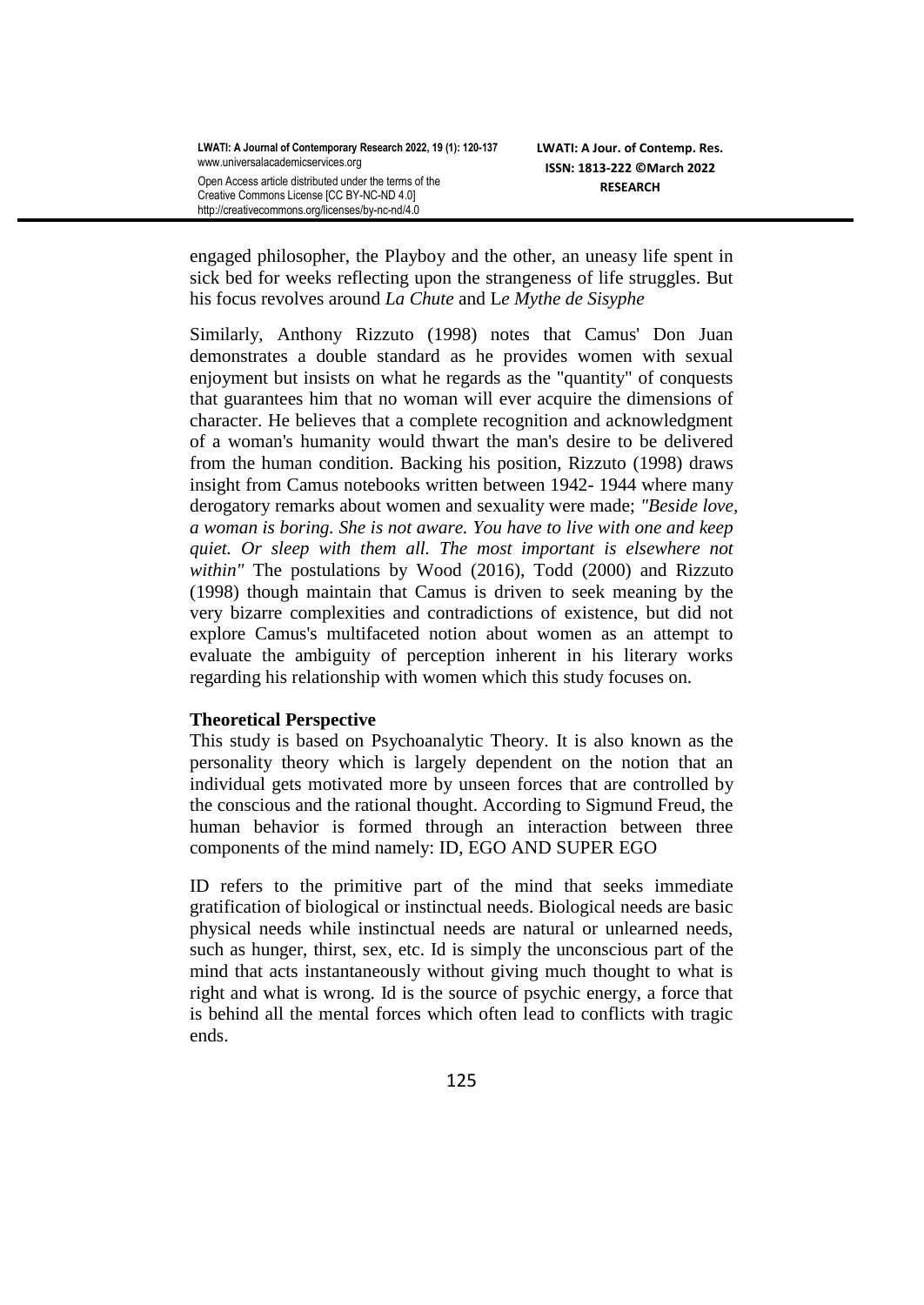engaged philosopher, the Playboy and the other, an uneasy life spent in sick bed for weeks reflecting upon the strangeness of life struggles. But his focus revolves around *La Chute* and L*e Mythe de Sisyphe*

Similarly, Anthony Rizzuto (1998) notes that Camus' Don Juan demonstrates a double standard as he provides women with sexual enjoyment but insists on what he regards as the "quantity" of conquests that guarantees him that no woman will ever acquire the dimensions of character. He believes that a complete recognition and acknowledgment of a woman's humanity would thwart the man's desire to be delivered from the human condition. Backing his position, Rizzuto (1998) draws insight from Camus notebooks written between 1942- 1944 where many derogatory remarks about women and sexuality were made; *"Beside love, a woman is boring. She is not aware. You have to live with one and keep quiet. Or sleep with them all. The most important is elsewhere not within"* The postulations by Wood (2016), Todd (2000) and Rizzuto (1998) though maintain that Camus is driven to seek meaning by the very bizarre complexities and contradictions of existence, but did not explore Camus's multifaceted notion about women as an attempt to evaluate the ambiguity of perception inherent in his literary works regarding his relationship with women which this study focuses on.

**Theoretical Perspective**

This study is based on Psychoanalytic Theory. It is also known as the personality theory which is largely dependent on the notion that an individual gets motivated more by unseen forces that are controlled by the conscious and the rational thought. According to Sigmund Freud, the human behavior is formed through an interaction between three components of the mind namely: ID, EGO AND SUPER EGO

ID refers to the primitive part of the mind that seeks immediate gratification of biological or instinctual needs. Biological needs are basic physical needs while instinctual needs are natural or unlearned needs, such as hunger, thirst, sex, etc. Id is simply the unconscious part of the mind that acts instantaneously without giving much thought to what is right and what is wrong. Id is the source of psychic energy, a force that is behind all the mental forces which often lead to conflicts with tragic ends.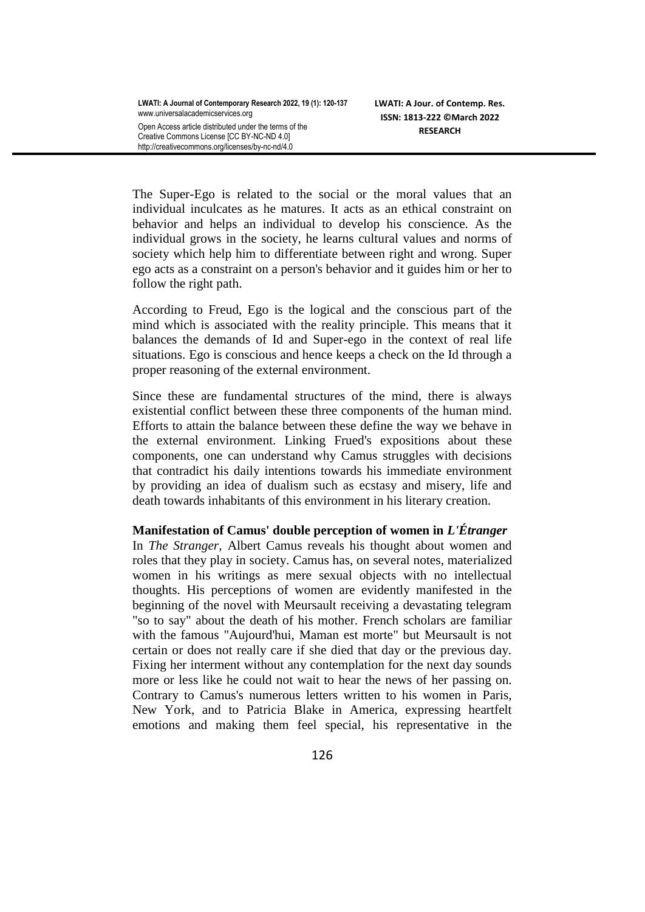The Super-Ego is related to the social or the moral values that an individual inculcates as he matures. It acts as an ethical constraint on behavior and helps an individual to develop his conscience. As the individual grows in the society, he learns cultural values and norms of society which help him to differentiate between right and wrong. Super ego acts as a constraint on a person's behavior and it guides him or her to follow the right path.

According to Freud, Ego is the logical and the conscious part of the mind which is associated with the reality principle. This means that it balances the demands of Id and Super-ego in the context of real life situations. Ego is conscious and hence keeps a check on the Id through a proper reasoning of the external environment.

Since these are fundamental structures of the mind, there is always existential conflict between these three components of the human mind. Efforts to attain the balance between these define the way we behave in the external environment. Linking Frued's expositions about these components, one can understand why Camus struggles with decisions that contradict his daily intentions towards his immediate environment by providing an idea of dualism such as ecstasy and misery, life and death towards inhabitants of this environment in his literary creation.

**Manifestation of Camus' double perception of women in *L'Étranger***

In *The Stranger*, Albert Camus reveals his thought about women and roles that they play in society. Camus has, on several notes, materialized women in his writings as mere sexual objects with no intellectual thoughts. His perceptions of women are evidently manifested in the beginning of the novel with Meursault receiving a devastating telegram "so to say" about the death of his mother. French scholars are familiar with the famous "Aujourd'hui, Maman est morte" but Meursault is not certain or does not really care if she died that day or the previous day. Fixing her interment without any contemplation for the next day sounds more or less like he could not wait to hear the news of her passing on. Contrary to Camus's numerous letters written to his women in Paris, New York, and to Patricia Blake in America, expressing heartfelt emotions and making them feel special, his representative in the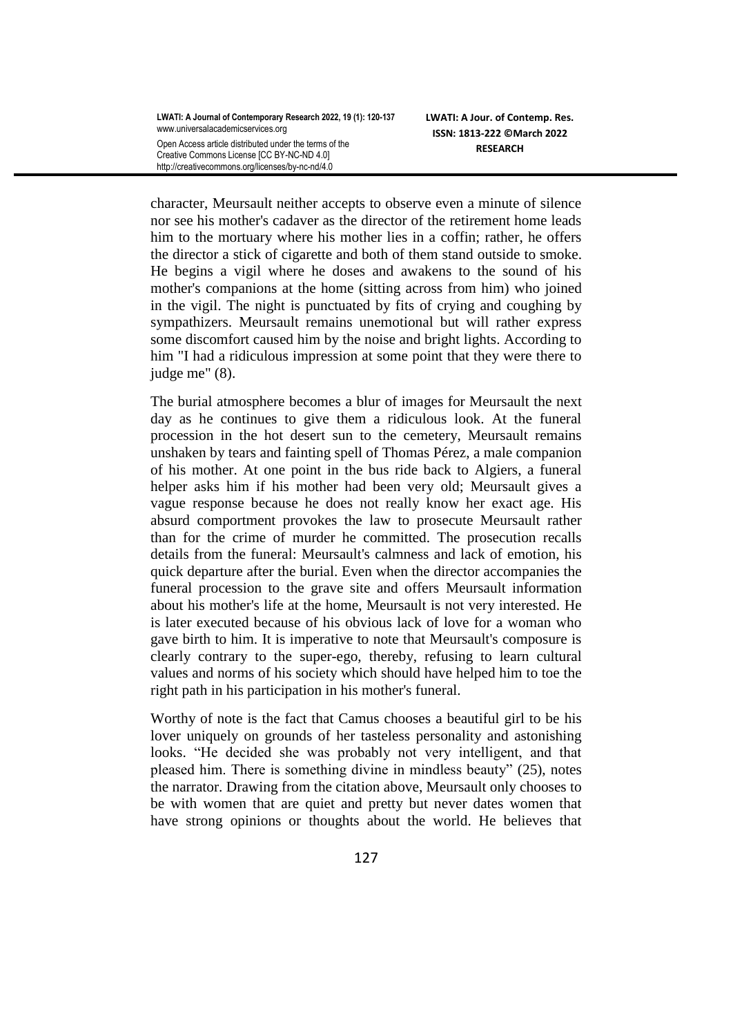character, Meursault neither accepts to observe even a minute of silence nor see his mother's cadaver as the director of the retirement home leads him to the mortuary where his mother lies in a coffin; rather, he offers the director a stick of cigarette and both of them stand outside to smoke. He begins a vigil where he doses and awakens to the sound of his mother's companions at the home (sitting across from him) who joined in the vigil. The night is punctuated by fits of crying and coughing by sympathizers. Meursault remains unemotional but will rather express some discomfort caused him by the noise and bright lights. According to him "I had a ridiculous impression at some point that they were there to judge me" (8).

The burial atmosphere becomes a blur of images for Meursault the next day as he continues to give them a ridiculous look. At the funeral procession in the hot desert sun to the cemetery, Meursault remains unshaken by tears and fainting spell of Thomas Pérez, a male companion of his mother. At one point in the bus ride back to Algiers, a funeral helper asks him if his mother had been very old; Meursault gives a vague response because he does not really know her exact age. His absurd comportment provokes the law to prosecute Meursault rather than for the crime of murder he committed. The prosecution recalls details from the funeral: Meursault's calmness and lack of emotion, his quick departure after the burial. Even when the director accompanies the funeral procession to the grave site and offers Meursault information about his mother's life at the home, Meursault is not very interested. He is later executed because of his obvious lack of love for a woman who gave birth to him. It is imperative to note that Meursault's composure is clearly contrary to the super-ego, thereby, refusing to learn cultural values and norms of his society which should have helped him to toe the right path in his participation in his mother's funeral.

Worthy of note is the fact that Camus chooses a beautiful girl to be his lover uniquely on grounds of her tasteless personality and astonishing looks. "He decided she was probably not very intelligent, and that pleased him. There is something divine in mindless beauty" (25), notes the narrator. Drawing from the citation above, Meursault only chooses to be with women that are quiet and pretty but never dates women that have strong opinions or thoughts about the world. He believes that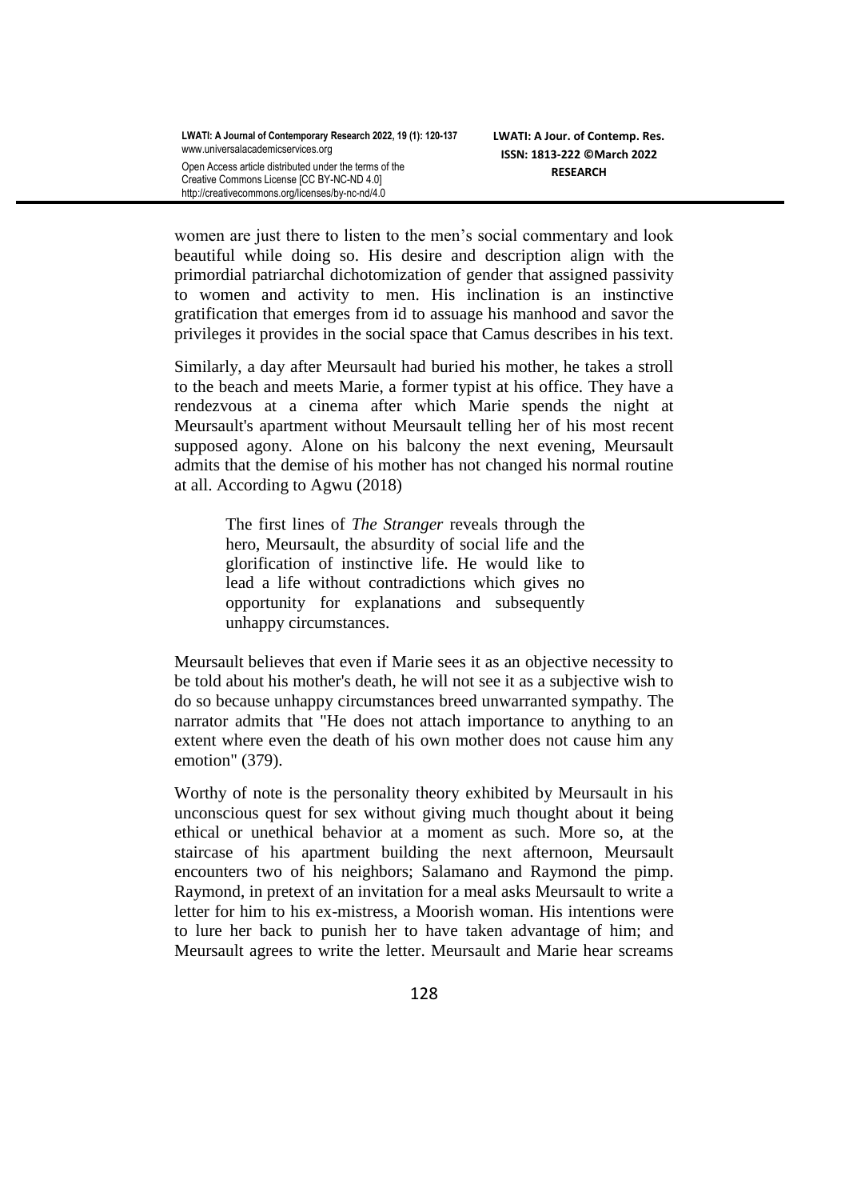women are just there to listen to the men's social commentary and look beautiful while doing so. His desire and description align with the primordial patriarchal dichotomization of gender that assigned passivity to women and activity to men. His inclination is an instinctive gratification that emerges from id to assuage his manhood and savor the privileges it provides in the social space that Camus describes in his text.

Similarly, a day after Meursault had buried his mother, he takes a stroll to the beach and meets Marie, a former typist at his office. They have a rendezvous at a cinema after which Marie spends the night at Meursault's apartment without Meursault telling her of his most recent supposed agony. Alone on his balcony the next evening, Meursault admits that the demise of his mother has not changed his normal routine at all. According to Agwu (2018)

> The first lines of *The Stranger* reveals through the hero, Meursault, the absurdity of social life and the glorification of instinctive life. He would like to lead a life without contradictions which gives no opportunity for explanations and subsequently unhappy circumstances.

Meursault believes that even if Marie sees it as an objective necessity to be told about his mother's death, he will not see it as a subjective wish to do so because unhappy circumstances breed unwarranted sympathy. The narrator admits that "He does not attach importance to anything to an extent where even the death of his own mother does not cause him any emotion" (379).

Worthy of note is the personality theory exhibited by Meursault in his unconscious quest for sex without giving much thought about it being ethical or unethical behavior at a moment as such. More so, at the staircase of his apartment building the next afternoon, Meursault encounters two of his neighbors; Salamano and Raymond the pimp. Raymond, in pretext of an invitation for a meal asks Meursault to write a letter for him to his ex-mistress, a Moorish woman. His intentions were to lure her back to punish her to have taken advantage of him; and Meursault agrees to write the letter. Meursault and Marie hear screams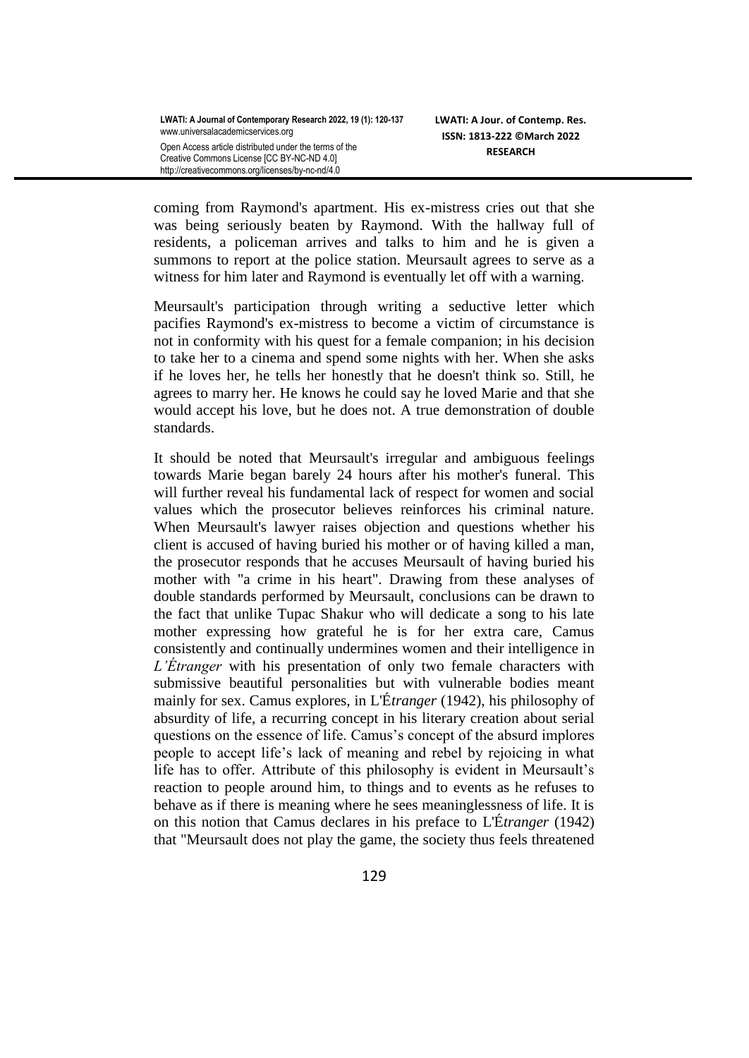coming from Raymond's apartment. His ex-mistress cries out that she was being seriously beaten by Raymond. With the hallway full of residents, a policeman arrives and talks to him and he is given a summons to report at the police station. Meursault agrees to serve as a witness for him later and Raymond is eventually let off with a warning.

Meursault's participation through writing a seductive letter which pacifies Raymond's ex-mistress to become a victim of circumstance is not in conformity with his quest for a female companion; in his decision to take her to a cinema and spend some nights with her. When she asks if he loves her, he tells her honestly that he doesn't think so. Still, he agrees to marry her. He knows he could say he loved Marie and that she would accept his love, but he does not. A true demonstration of double standards.

It should be noted that Meursault's irregular and ambiguous feelings towards Marie began barely 24 hours after his mother's funeral. This will further reveal his fundamental lack of respect for women and social values which the prosecutor believes reinforces his criminal nature. When Meursault's lawyer raises objection and questions whether his client is accused of having buried his mother or of having killed a man, the prosecutor responds that he accuses Meursault of having buried his mother with "a crime in his heart". Drawing from these analyses of double standards performed by Meursault, conclusions can be drawn to the fact that unlike Tupac Shakur who will dedicate a song to his late mother expressing how grateful he is for her extra care, Camus consistently and continually undermines women and their intelligence in *L'Étranger* with his presentation of only two female characters with submissive beautiful personalities but with vulnerable bodies meant mainly for sex. Camus explores, in L'É*tranger* (1942), his philosophy of absurdity of life, a recurring concept in his literary creation about serial questions on the essence of life. Camus's concept of the absurd implores people to accept life's lack of meaning and rebel by rejoicing in what life has to offer. Attribute of this philosophy is evident in Meursault's reaction to people around him, to things and to events as he refuses to behave as if there is meaning where he sees meaninglessness of life. It is on this notion that Camus declares in his preface to L'É*tranger* (1942) that "Meursault does not play the game, the society thus feels threatened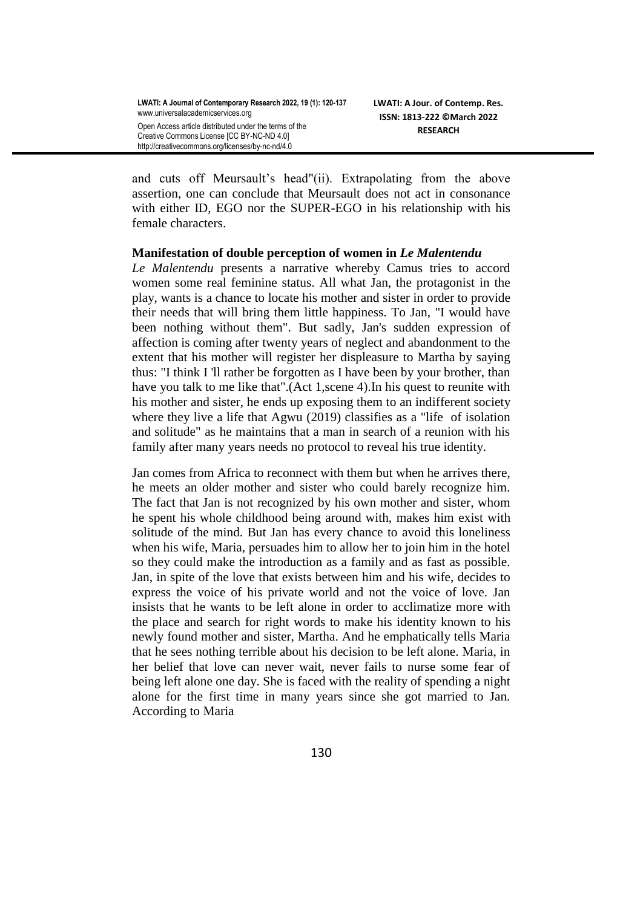and cuts off Meursault's head"(ii). Extrapolating from the above assertion, one can conclude that Meursault does not act in consonance with either ID, EGO nor the SUPER-EGO in his relationship with his female characters.

### Manifestation of double perception of women in *Le Malentendu*

*Le Malentendu* presents a narrative whereby Camus tries to accord women some real feminine status. All what Jan, the protagonist in the play, wants is a chance to locate his mother and sister in order to provide their needs that will bring them little happiness. To Jan, "I would have been nothing without them". But sadly, Jan's sudden expression of affection is coming after twenty years of neglect and abandonment to the extent that his mother will register her displeasure to Martha by saying thus: "I think I 'll rather be forgotten as I have been by your brother, than have you talk to me like that".(Act 1,scene 4).In his quest to reunite with his mother and sister, he ends up exposing them to an indifferent society where they live a life that Agwu (2019) classifies as a "life of isolation and solitude" as he maintains that a man in search of a reunion with his family after many years needs no protocol to reveal his true identity.

Jan comes from Africa to reconnect with them but when he arrives there, he meets an older mother and sister who could barely recognize him. The fact that Jan is not recognized by his own mother and sister, whom he spent his whole childhood being around with, makes him exist with solitude of the mind. But Jan has every chance to avoid this loneliness when his wife, Maria, persuades him to allow her to join him in the hotel so they could make the introduction as a family and as fast as possible. Jan, in spite of the love that exists between him and his wife, decides to express the voice of his private world and not the voice of love. Jan insists that he wants to be left alone in order to acclimatize more with the place and search for right words to make his identity known to his newly found mother and sister, Martha. And he emphatically tells Maria that he sees nothing terrible about his decision to be left alone. Maria, in her belief that love can never wait, never fails to nurse some fear of being left alone one day. She is faced with the reality of spending a night alone for the first time in many years since she got married to Jan. According to Maria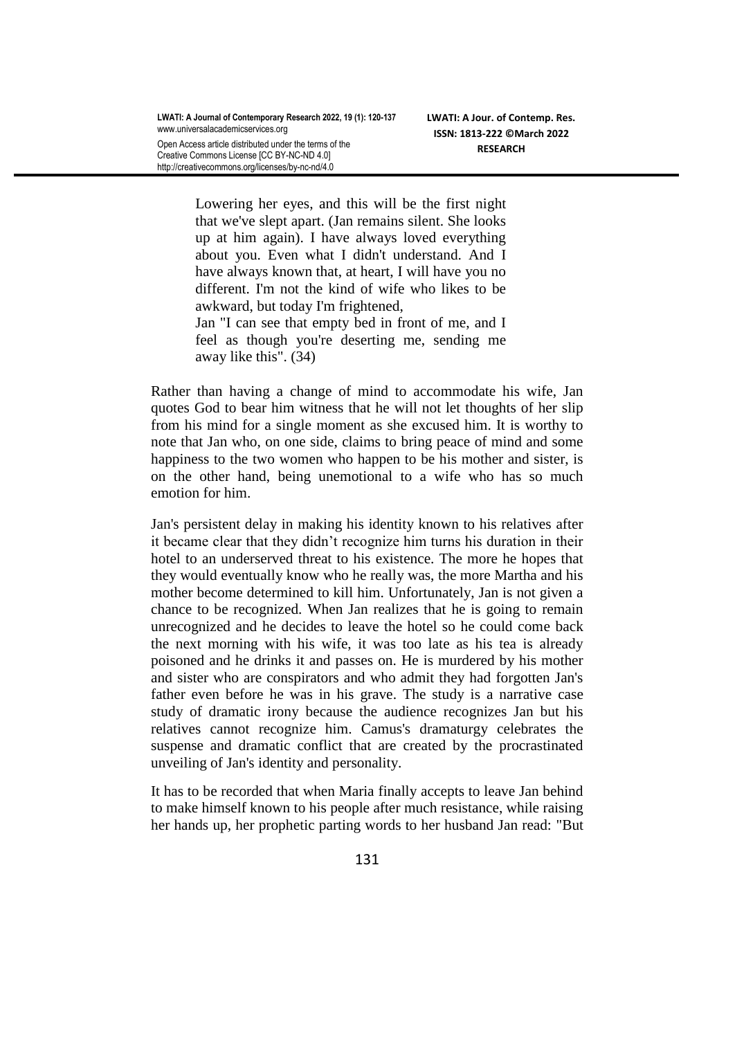> Lowering her eyes, and this will be the first night that we've slept apart. (Jan remains silent. She looks up at him again). I have always loved everything about you. Even what I didn't understand. And I have always known that, at heart, I will have you no different. I'm not the kind of wife who likes to be awkward, but today I'm frightened,
>
> Jan "I can see that empty bed in front of me, and I feel as though you're deserting me, sending me away like this". (34)

Rather than having a change of mind to accommodate his wife, Jan quotes God to bear him witness that he will not let thoughts of her slip from his mind for a single moment as she excused him. It is worthy to note that Jan who, on one side, claims to bring peace of mind and some happiness to the two women who happen to be his mother and sister, is on the other hand, being unemotional to a wife who has so much emotion for him.

Jan's persistent delay in making his identity known to his relatives after it became clear that they didn't recognize him turns his duration in their hotel to an underserved threat to his existence. The more he hopes that they would eventually know who he really was, the more Martha and his mother become determined to kill him. Unfortunately, Jan is not given a chance to be recognized. When Jan realizes that he is going to remain unrecognized and he decides to leave the hotel so he could come back the next morning with his wife, it was too late as his tea is already poisoned and he drinks it and passes on. He is murdered by his mother and sister who are conspirators and who admit they had forgotten Jan's father even before he was in his grave. The study is a narrative case study of dramatic irony because the audience recognizes Jan but his relatives cannot recognize him. Camus's dramaturgy celebrates the suspense and dramatic conflict that are created by the procrastinated unveiling of Jan's identity and personality.

It has to be recorded that when Maria finally accepts to leave Jan behind to make himself known to his people after much resistance, while raising her hands up, her prophetic parting words to her husband Jan read: "But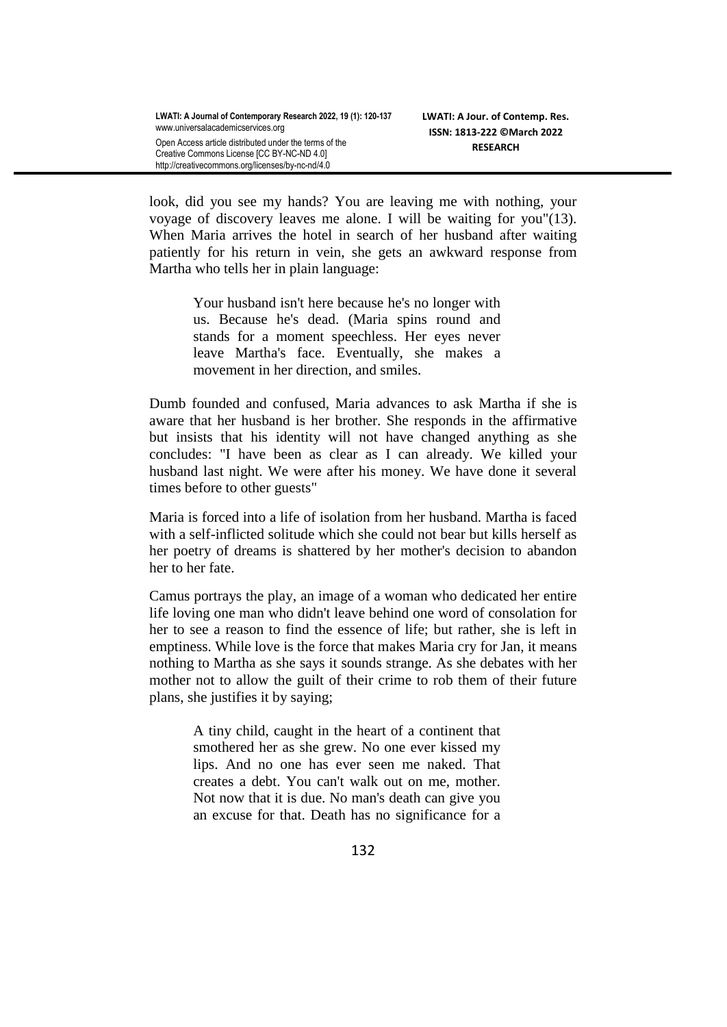look, did you see my hands? You are leaving me with nothing, your voyage of discovery leaves me alone. I will be waiting for you"(13). When Maria arrives the hotel in search of her husband after waiting patiently for his return in vein, she gets an awkward response from Martha who tells her in plain language:

> Your husband isn't here because he's no longer with us. Because he's dead. (Maria spins round and stands for a moment speechless. Her eyes never leave Martha's face. Eventually, she makes a movement in her direction, and smiles.

Dumb founded and confused, Maria advances to ask Martha if she is aware that her husband is her brother. She responds in the affirmative but insists that his identity will not have changed anything as she concludes: "I have been as clear as I can already. We killed your husband last night. We were after his money. We have done it several times before to other guests"

Maria is forced into a life of isolation from her husband. Martha is faced with a self-inflicted solitude which she could not bear but kills herself as her poetry of dreams is shattered by her mother's decision to abandon her to her fate.

Camus portrays the play, an image of a woman who dedicated her entire life loving one man who didn't leave behind one word of consolation for her to see a reason to find the essence of life; but rather, she is left in emptiness. While love is the force that makes Maria cry for Jan, it means nothing to Martha as she says it sounds strange. As she debates with her mother not to allow the guilt of their crime to rob them of their future plans, she justifies it by saying;

> A tiny child, caught in the heart of a continent that smothered her as she grew. No one ever kissed my lips. And no one has ever seen me naked. That creates a debt. You can't walk out on me, mother. Not now that it is due. No man's death can give you an excuse for that. Death has no significance for a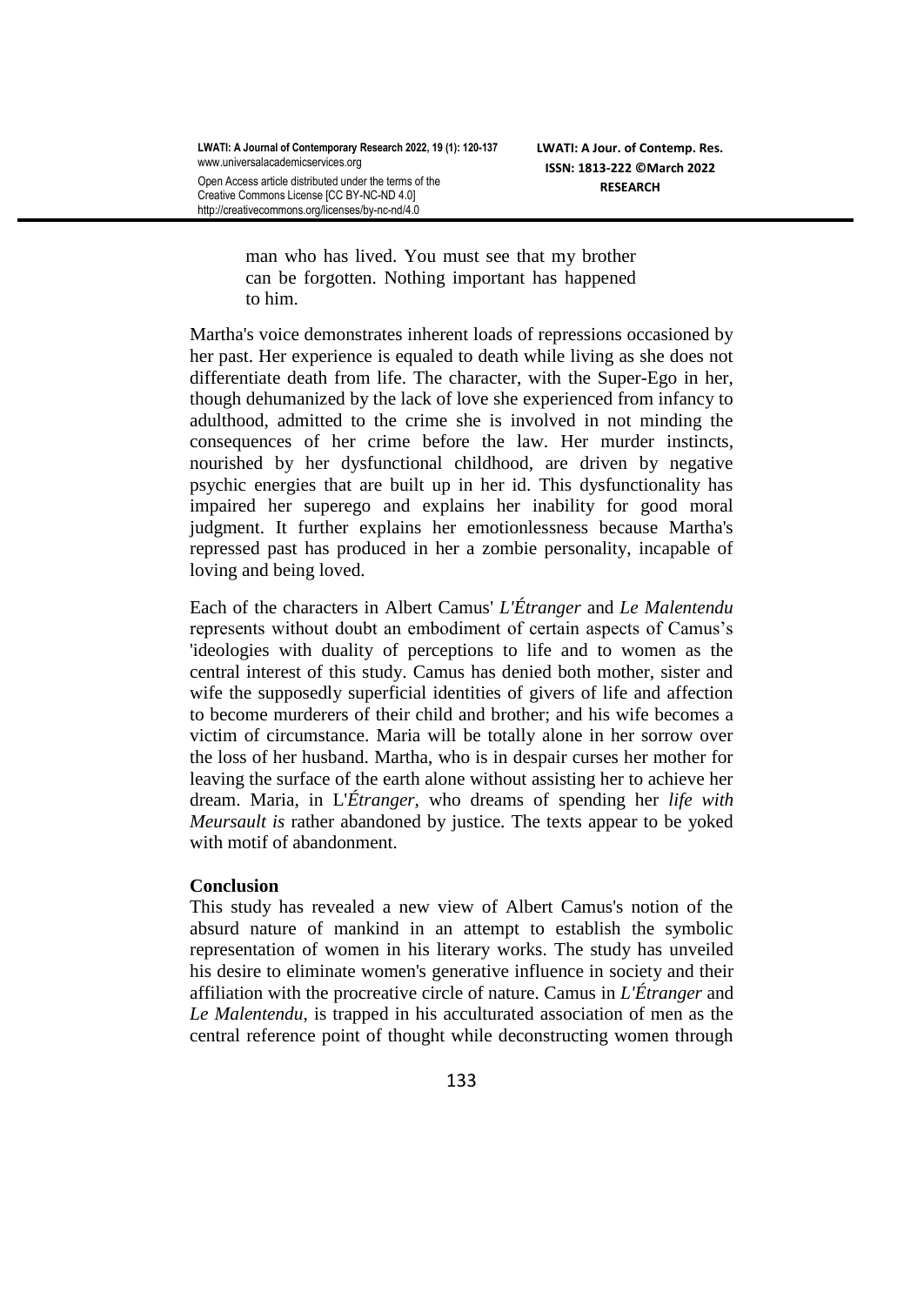> man who has lived. You must see that my brother can be forgotten. Nothing important has happened to him.

Martha's voice demonstrates inherent loads of repressions occasioned by her past. Her experience is equaled to death while living as she does not differentiate death from life. The character, with the Super-Ego in her, though dehumanized by the lack of love she experienced from infancy to adulthood, admitted to the crime she is involved in not minding the consequences of her crime before the law. Her murder instincts, nourished by her dysfunctional childhood, are driven by negative psychic energies that are built up in her id. This dysfunctionality has impaired her superego and explains her inability for good moral judgment. It further explains her emotionlessness because Martha's repressed past has produced in her a zombie personality, incapable of loving and being loved.

Each of the characters in Albert Camus' *L'Étranger* and *Le Malentendu* represents without doubt an embodiment of certain aspects of Camus's 'ideologies with duality of perceptions to life and to women as the central interest of this study. Camus has denied both mother, sister and wife the supposedly superficial identities of givers of life and affection to become murderers of their child and brother; and his wife becomes a victim of circumstance. Maria will be totally alone in her sorrow over the loss of her husband. Martha, who is in despair curses her mother for leaving the surface of the earth alone without assisting her to achieve her dream. Maria, in L'*Étranger*, who dreams of spending her *life with Meursault is* rather abandoned by justice. The texts appear to be yoked with motif of abandonment.

**Conclusion**

This study has revealed a new view of Albert Camus's notion of the absurd nature of mankind in an attempt to establish the symbolic representation of women in his literary works. The study has unveiled his desire to eliminate women's generative influence in society and their affiliation with the procreative circle of nature. Camus in *L'Étranger* and *Le Malentendu*, is trapped in his acculturated association of men as the central reference point of thought while deconstructing women through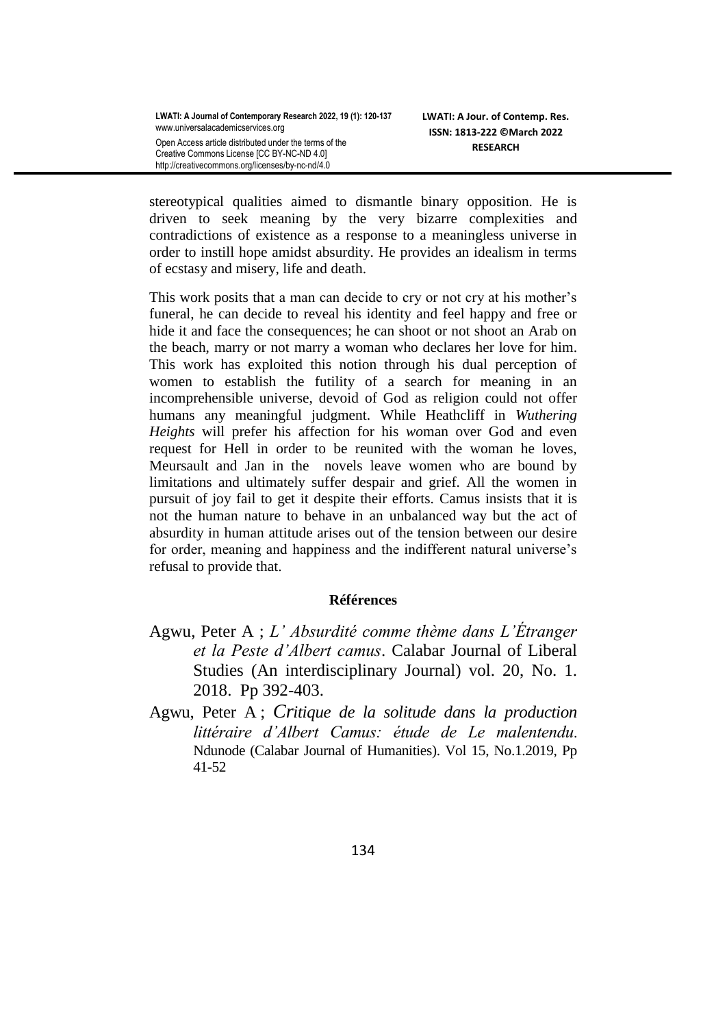stereotypical qualities aimed to dismantle binary opposition. He is driven to seek meaning by the very bizarre complexities and contradictions of existence as a response to a meaningless universe in order to instill hope amidst absurdity. He provides an idealism in terms of ecstasy and misery, life and death.

This work posits that a man can decide to cry or not cry at his mother's funeral, he can decide to reveal his identity and feel happy and free or hide it and face the consequences; he can shoot or not shoot an Arab on the beach, marry or not marry a woman who declares her love for him. This work has exploited this notion through his dual perception of women to establish the futility of a search for meaning in an incomprehensible universe, devoid of God as religion could not offer humans any meaningful judgment. While Heathcliff in *Wuthering Heights* will prefer his affection for his *wo*man over God and even request for Hell in order to be reunited with the woman he loves, Meursault and Jan in the novels leave women who are bound by limitations and ultimately suffer despair and grief. All the women in pursuit of joy fail to get it despite their efforts. Camus insists that it is not the human nature to behave in an unbalanced way but the act of absurdity in human attitude arises out of the tension between our desire for order, meaning and happiness and the indifferent natural universe's refusal to provide that.

**Références**

Agwu, Peter A ; *L' Absurdité comme thème dans L'Étranger et la Peste d'Albert camus*. Calabar Journal of Liberal Studies (An interdisciplinary Journal) vol. 20, No. 1. 2018. Pp 392-403.

Agwu, Peter A ; *Critique de la solitude dans la production littéraire d'Albert Camus: étude de Le malentendu.* Ndunode (Calabar Journal of Humanities). Vol 15, No.1.2019, Pp 41-52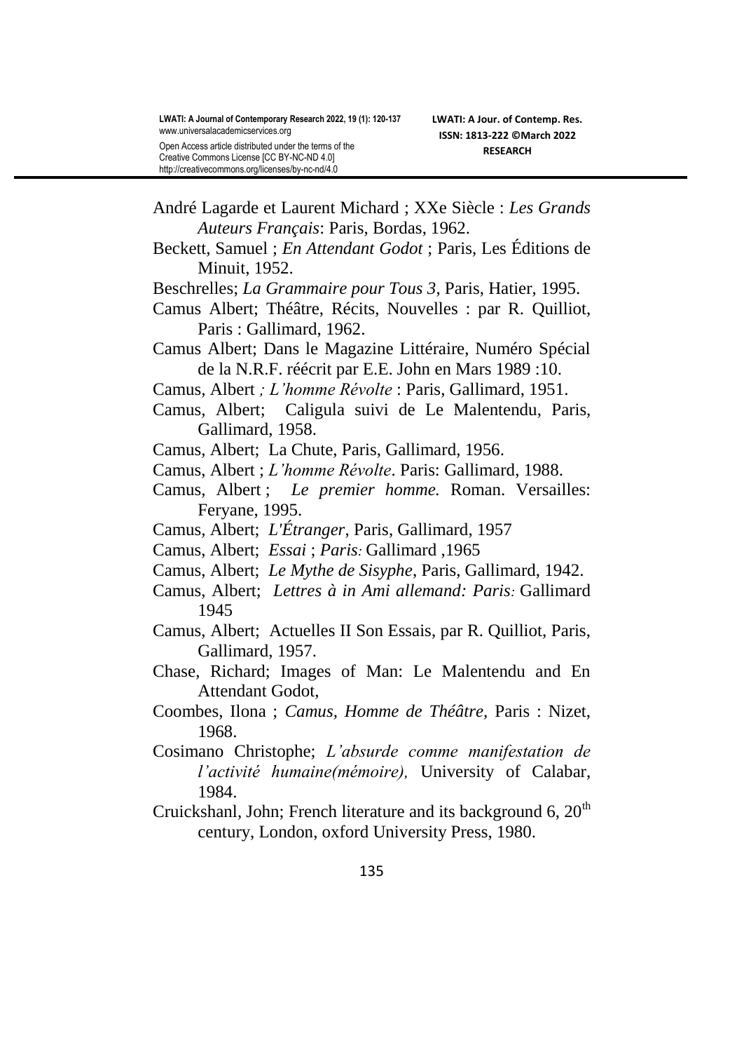André Lagarde et Laurent Michard ; XXe Siècle : *Les Grands Auteurs Français*: Paris, Bordas, 1962.

Beckett, Samuel ; *En Attendant Godot* ; Paris, Les Éditions de Minuit, 1952.

Beschrelles; *La Grammaire pour Tous 3*, Paris, Hatier, 1995.

Camus Albert; Théâtre, Récits, Nouvelles : par R. Quilliot, Paris : Gallimard, 1962.

Camus Albert; Dans le Magazine Littéraire, Numéro Spécial de la N.R.F. réécrit par E.E. John en Mars 1989 :10.

Camus, Albert *; L'homme Révolte* : Paris, Gallimard, 1951.

Camus, Albert; Caligula suivi de Le Malentendu, Paris, Gallimard, 1958.

Camus, Albert; La Chute, Paris, Gallimard, 1956.

Camus, Albert ; *L'homme Révolte*. Paris: Gallimard, 1988.

Camus, Albert ; *Le premier homme.* Roman. Versailles: Feryane, 1995.

Camus, Albert; *L'Étranger*, Paris, Gallimard, 1957

Camus, Albert; *Essai* ; *Paris:* Gallimard ,1965

Camus, Albert; *Le Mythe de Sisyphe*, Paris, Gallimard, 1942.

Camus, Albert; *Lettres à in Ami allemand: Paris:* Gallimard 1945

Camus, Albert; Actuelles II Son Essais, par R. Quilliot, Paris, Gallimard, 1957.

Chase, Richard; Images of Man: Le Malentendu and En Attendant Godot,

Coombes, Ilona ; *Camus, Homme de Théâtre*, Paris : Nizet, 1968.

Cosimano Christophe; *L'absurde comme manifestation de l'activité humaine(mémoire),* University of Calabar, 1984.

Cruickshanl, John; French literature and its background 6, 20th century, London, oxford University Press, 1980.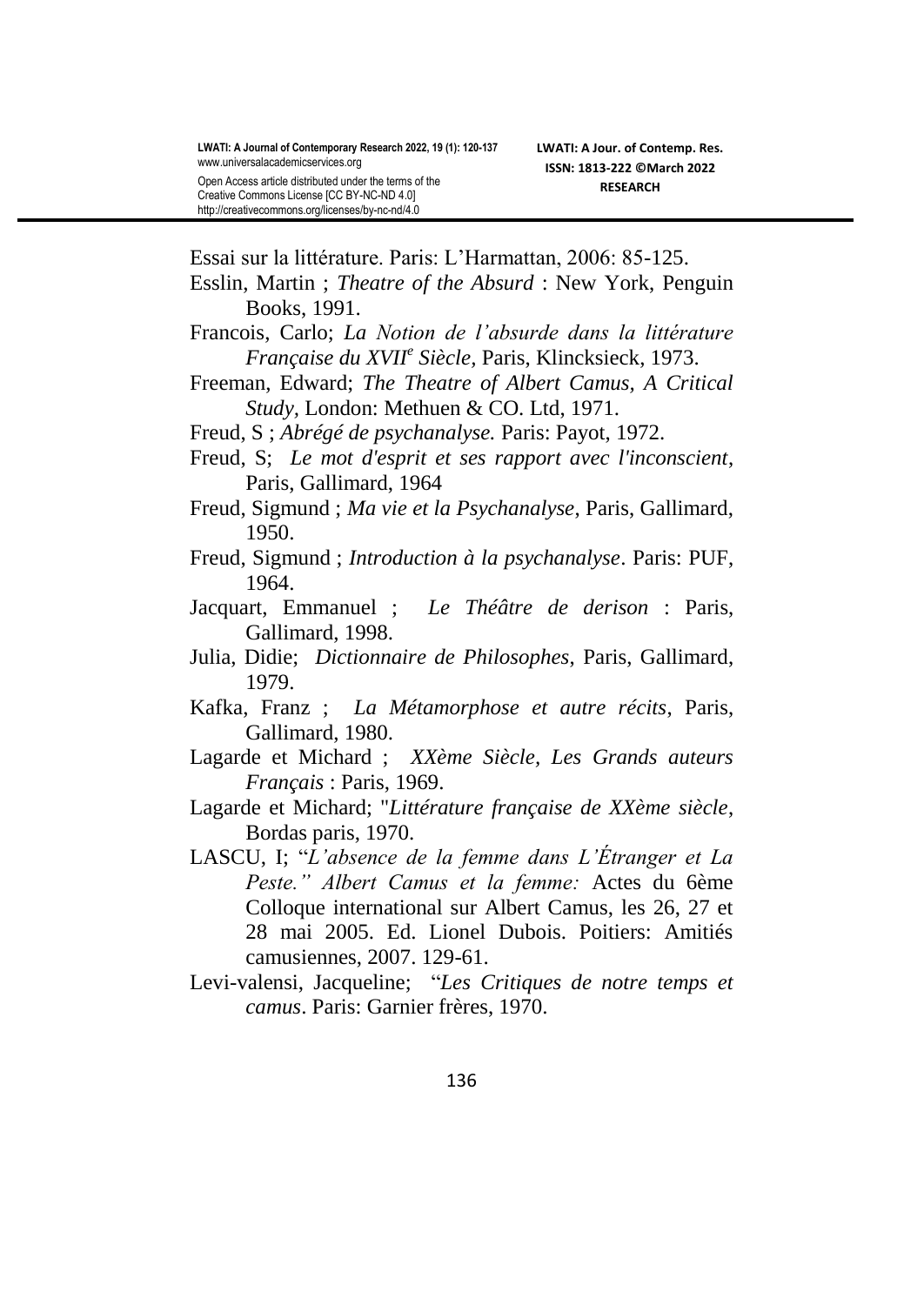Essai sur la littérature. Paris: L'Harmattan, 2006: 85-125.

Esslin, Martin ; *Theatre of the Absurd* : New York, Penguin Books, 1991.

Francois, Carlo; *La Notion de l'absurde dans la littérature Française du XVII[e] Siècle*, Paris, Klincksieck, 1973.

Freeman, Edward; *The Theatre of Albert Camus, A Critical Study*, London: Methuen & CO. Ltd, 1971.

Freud, S ; *Abrégé de psychanalyse.* Paris: Payot, 1972.

Freud, S; *Le mot d'esprit et ses rapport avec l'inconscient*, Paris, Gallimard, 1964

Freud, Sigmund ; *Ma vie et la Psychanalyse*, Paris, Gallimard, 1950.

Freud, Sigmund ; *Introduction à la psychanalyse*. Paris: PUF, 1964.

Jacquart, Emmanuel ; *Le Théâtre de derison* : Paris, Gallimard, 1998.

Julia, Didie; *Dictionnaire de Philosophes*, Paris, Gallimard, 1979.

Kafka, Franz ; *La Métamorphose et autre récits*, Paris, Gallimard, 1980.

Lagarde et Michard ; *XXème Siècle*, *Les Grands auteurs Français* : Paris, 1969.

Lagarde et Michard; "*Littérature française de XXème siècle*, Bordas paris, 1970.

LASCU, I; "*L'absence de la femme dans L'Étranger et La Peste." Albert Camus et la femme:* Actes du 6ème Colloque international sur Albert Camus, les 26, 27 et 28 mai 2005. Ed. Lionel Dubois. Poitiers: Amitiés camusiennes, 2007. 129-61.

Levi-valensi, Jacqueline; "*Les Critiques de notre temps et camus*. Paris: Garnier frères, 1970.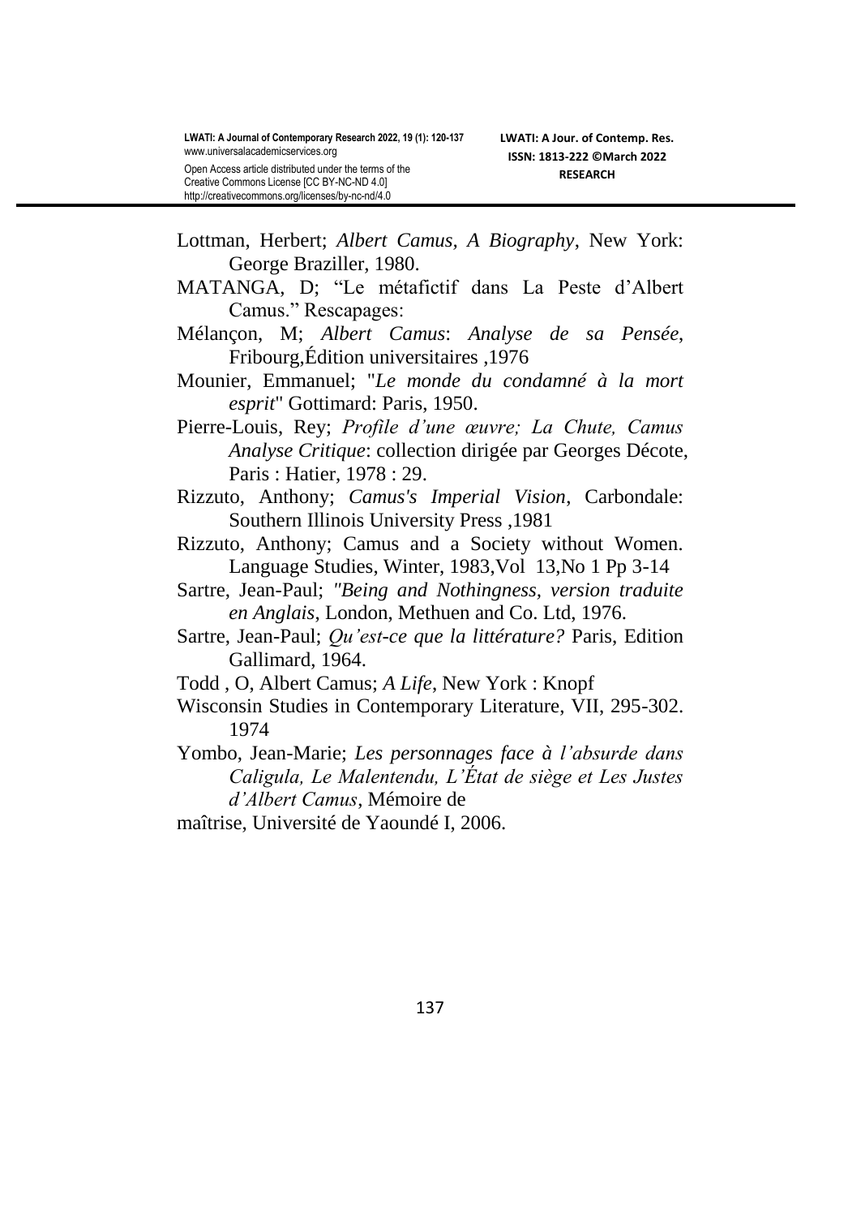Lottman, Herbert; *Albert Camus, A Biography*, New York: George Braziller, 1980.

MATANGA, D; "Le métafictif dans La Peste d'Albert Camus." Rescapages:

Mélançon, M; *Albert Camus*: *Analyse de sa Pensée*, Fribourg,Édition universitaires ,1976

Mounier, Emmanuel; "*Le monde du condamné à la mort esprit*" Gottimard: Paris, 1950.

Pierre-Louis, Rey; *Profile d'une œuvre; La Chute, Camus Analyse Critique*: collection dirigée par Georges Décote, Paris : Hatier, 1978 : 29.

Rizzuto, Anthony; *Camus's Imperial Vision*, Carbondale: Southern Illinois University Press ,1981

Rizzuto, Anthony; Camus and a Society without Women. Language Studies, Winter, 1983,Vol 13,No 1 Pp 3-14

Sartre, Jean-Paul; *"Being and Nothingness, version traduite en Anglais*, London, Methuen and Co. Ltd, 1976.

Sartre, Jean-Paul; *Qu'est-ce que la littérature?* Paris, Edition Gallimard, 1964.

Todd , O, Albert Camus; *A Life*, New York : Knopf

Wisconsin Studies in Contemporary Literature, VII, 295-302. 1974

Yombo, Jean-Marie; *Les personnages face à l'absurde dans Caligula, Le Malentendu, L'État de siège et Les Justes d'Albert Camus*, Mémoire de maîtrise, Université de Yaoundé I, 2006.